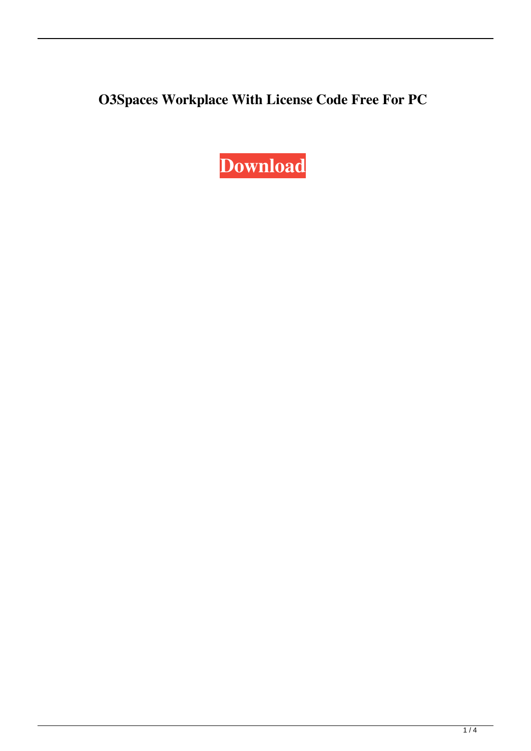**O3Spaces Workplace With License Code Free For PC**

**Download**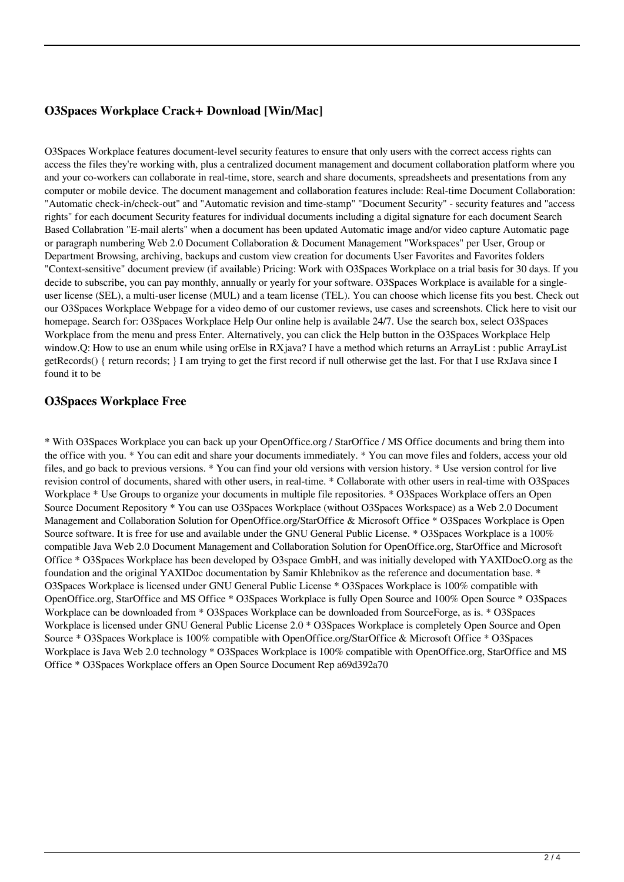## O3Spaces Workplace Crack+ Download [Win/Mac]

O3Spaces Workplace features document-level security features to ensure that only users with the correct access rights can access the files they're working with, plus a centralized document management and document collaboration platform where you and your co-workers can collaborate in real-time, store, search and share documents, spreadsheets and presentations from any computer or mobile device. The document management and collaboration features include: Real-time Document Collaboration: "Automatic check-in/check-out" and "Automatic revision and time-stamp" "Document Security" - security features and "access rights" for each document Security features for individual documents including a digital signature for each document Search Based Collabration "E-mail alerts" when a document has been updated Automatic image and/or video capture Automatic page or paragraph numbering Web 2.0 Document Collaboration & Document Management "Workspaces" per User, Group or Department Browsing, archiving, backups and custom view creation for documents User Favorites and Favorites folders "Context-sensitive" document preview (if available) Pricing: Work with O3Spaces Workplace on a trial basis for 30 days. If you decide to subscribe, you can pay monthly, annually or yearly for your software. O3Spaces Workplace is available for a single-user license (SEL), a multi-user license (MUL) and a team license (TEL). You can choose which license fits you best. Check out our O3Spaces Workplace Webpage for a video demo of our customer reviews, use cases and screenshots. Click here to visit our homepage. Search for: O3Spaces Workplace Help Our online help is available 24/7. Use the search box, select O3Spaces Workplace from the menu and press Enter. Alternatively, you can click the Help button in the O3Spaces Workplace Help window.Q: How to use an enum while using orElse in RXjava? I have a method which returns an ArrayList : public ArrayList getRecords() { return records; } I am trying to get the first record if null otherwise get the last. For that I use RxJava since I found it to be

## O3Spaces Workplace Free

* With O3Spaces Workplace you can back up your OpenOffice.org / StarOffice / MS Office documents and bring them into the office with you. * You can edit and share your documents immediately. * You can move files and folders, access your old files, and go back to previous versions. * You can find your old versions with version history. * Use version control for live revision control of documents, shared with other users, in real-time. * Collaborate with other users in real-time with O3Spaces Workplace * Use Groups to organize your documents in multiple file repositories. * O3Spaces Workplace offers an Open Source Document Repository * You can use O3Spaces Workplace (without O3Spaces Workspace) as a Web 2.0 Document Management and Collaboration Solution for OpenOffice.org/StarOffice & Microsoft Office * O3Spaces Workplace is Open Source software. It is free for use and available under the GNU General Public License. * O3Spaces Workplace is a 100% compatible Java Web 2.0 Document Management and Collaboration Solution for OpenOffice.org, StarOffice and Microsoft Office * O3Spaces Workplace has been developed by O3space GmbH, and was initially developed with YAXIDocO.org as the foundation and the original YAXIDoc documentation by Samir Khlebnikov as the reference and documentation base. * O3Spaces Workplace is licensed under GNU General Public License * O3Spaces Workplace is 100% compatible with OpenOffice.org, StarOffice and MS Office * O3Spaces Workplace is fully Open Source and 100% Open Source * O3Spaces Workplace can be downloaded from * O3Spaces Workplace can be downloaded from SourceForge, as is. * O3Spaces Workplace is licensed under GNU General Public License 2.0 * O3Spaces Workplace is completely Open Source and Open Source * O3Spaces Workplace is 100% compatible with OpenOffice.org/StarOffice & Microsoft Office * O3Spaces Workplace is Java Web 2.0 technology * O3Spaces Workplace is 100% compatible with OpenOffice.org, StarOffice and MS Office * O3Spaces Workplace offers an Open Source Document Rep a69d392a70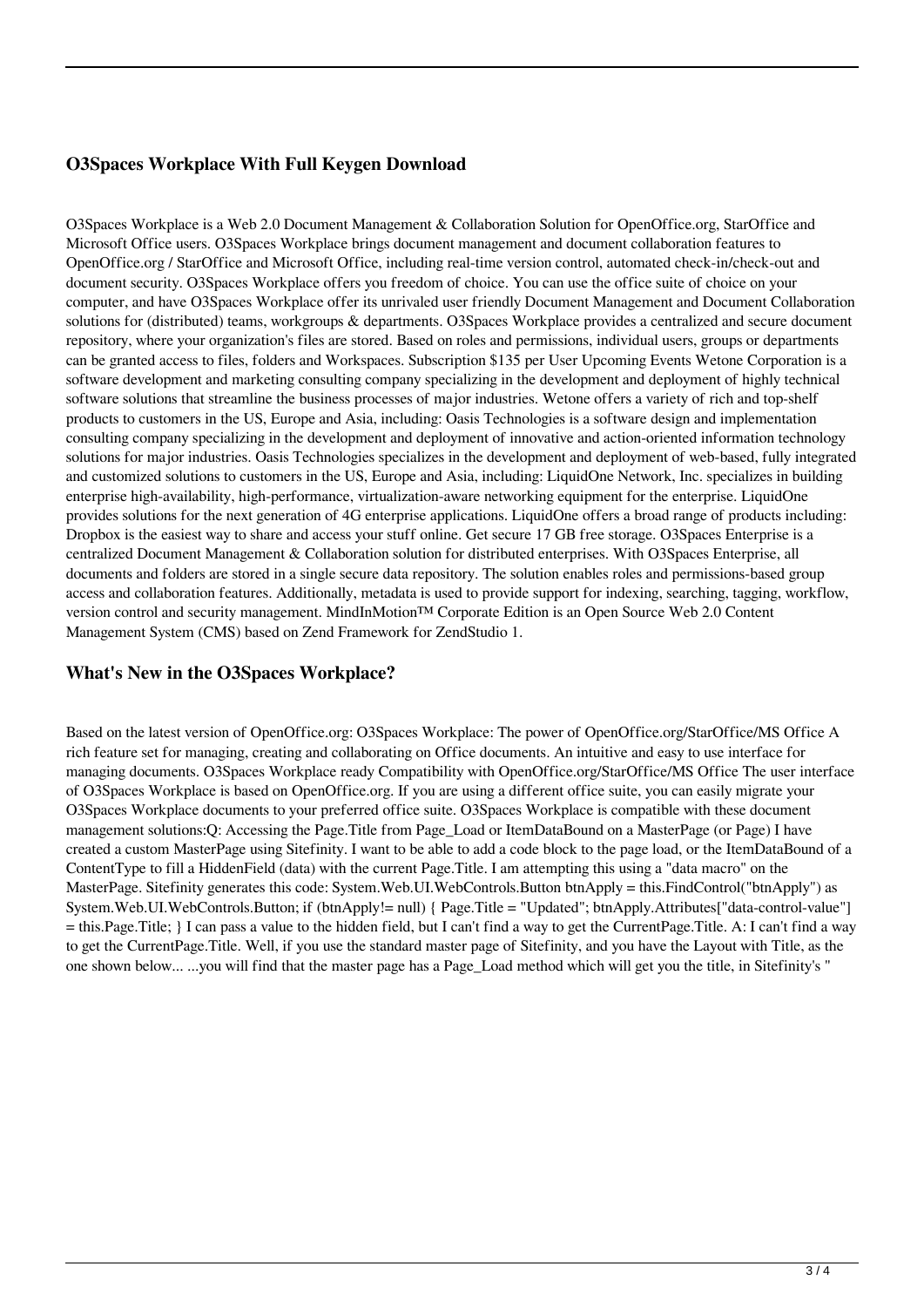## O3Spaces Workplace With Full Keygen Download

O3Spaces Workplace is a Web 2.0 Document Management & Collaboration Solution for OpenOffice.org, StarOffice and Microsoft Office users. O3Spaces Workplace brings document management and document collaboration features to OpenOffice.org / StarOffice and Microsoft Office, including real-time version control, automated check-in/check-out and document security. O3Spaces Workplace offers you freedom of choice. You can use the office suite of choice on your computer, and have O3Spaces Workplace offer its unrivaled user friendly Document Management and Document Collaboration solutions for (distributed) teams, workgroups & departments. O3Spaces Workplace provides a centralized and secure document repository, where your organization's files are stored. Based on roles and permissions, individual users, groups or departments can be granted access to files, folders and Workspaces. Subscription $135 per User Upcoming Events Wetone Corporation is a software development and marketing consulting company specializing in the development and deployment of highly technical software solutions that streamline the business processes of major industries. Wetone offers a variety of rich and top-shelf products to customers in the US, Europe and Asia, including: Oasis Technologies is a software design and implementation consulting company specializing in the development and deployment of innovative and action-oriented information technology solutions for major industries. Oasis Technologies specializes in the development and deployment of web-based, fully integrated and customized solutions to customers in the US, Europe and Asia, including: LiquidOne Network, Inc. specializes in building enterprise high-availability, high-performance, virtualization-aware networking equipment for the enterprise. LiquidOne provides solutions for the next generation of 4G enterprise applications. LiquidOne offers a broad range of products including: Dropbox is the easiest way to share and access your stuff online. Get secure 17 GB free storage. O3Spaces Enterprise is a centralized Document Management & Collaboration solution for distributed enterprises. With O3Spaces Enterprise, all documents and folders are stored in a single secure data repository. The solution enables roles and permissions-based group access and collaboration features. Additionally, metadata is used to provide support for indexing, searching, tagging, workflow, version control and security management. MindInMotion™ Corporate Edition is an Open Source Web 2.0 Content Management System (CMS) based on Zend Framework for ZendStudio 1.

## What's New in the O3Spaces Workplace?

Based on the latest version of OpenOffice.org: O3Spaces Workplace: The power of OpenOffice.org/StarOffice/MS Office A rich feature set for managing, creating and collaborating on Office documents. An intuitive and easy to use interface for managing documents. O3Spaces Workplace ready Compatibility with OpenOffice.org/StarOffice/MS Office The user interface of O3Spaces Workplace is based on OpenOffice.org. If you are using a different office suite, you can easily migrate your O3Spaces Workplace documents to your preferred office suite. O3Spaces Workplace is compatible with these document management solutions:Q: Accessing the Page.Title from Page_Load or ItemDataBound on a MasterPage (or Page) I have created a custom MasterPage using Sitefinity. I want to be able to add a code block to the page load, or the ItemDataBound of a ContentType to fill a HiddenField (data) with the current Page.Title. I am attempting this using a "data macro" on the MasterPage. Sitefinity generates this code: System.Web.UI.WebControls.Button btnApply = this.FindControl("btnApply") as System.Web.UI.WebControls.Button; if (btnApply!= null) { Page.Title = "Updated"; btnApply.Attributes["data-control-value"] = this.Page.Title; } I can pass a value to the hidden field, but I can't find a way to get the CurrentPage.Title. A: I can't find a way to get the CurrentPage.Title. Well, if you use the standard master page of Sitefinity, and you have the Layout with Title, as the one shown below... ...you will find that the master page has a Page_Load method which will get you the title, in Sitefinity's "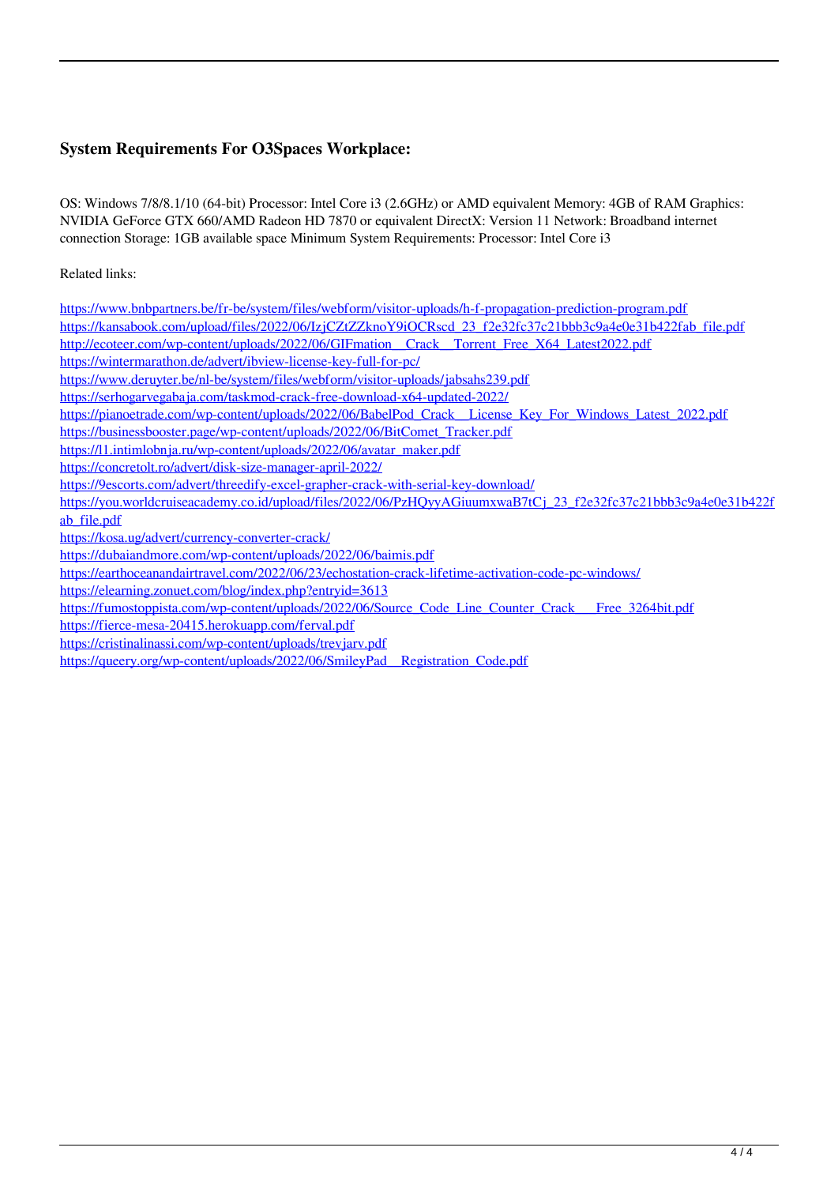### System Requirements For O3Spaces Workplace:

OS: Windows 7/8/8.1/10 (64-bit) Processor: Intel Core i3 (2.6GHz) or AMD equivalent Memory: 4GB of RAM Graphics: NVIDIA GeForce GTX 660/AMD Radeon HD 7870 or equivalent DirectX: Version 11 Network: Broadband internet connection Storage: 1GB available space Minimum System Requirements: Processor: Intel Core i3

Related links:

https://www.bnbpartners.be/fr-be/system/files/webform/visitor-uploads/h-f-propagation-prediction-program.pdf
https://kansabook.com/upload/files/2022/06/IzjCZtZZknoY9iOCRscd_23_f2e32fc37c21bbb3c9a4e0e31b422fab_file.pdf
http://ecoteer.com/wp-content/uploads/2022/06/GIFmation__Crack__Torrent_Free_X64_Latest2022.pdf
https://wintermarathon.de/advert/ibview-license-key-full-for-pc/
https://www.deruyter.be/nl-be/system/files/webform/visitor-uploads/jabsahs239.pdf
https://serhogarvegabaja.com/taskmod-crack-free-download-x64-updated-2022/
https://pianoetrade.com/wp-content/uploads/2022/06/BabelPod_Crack__License_Key_For_Windows_Latest_2022.pdf
https://businessbooster.page/wp-content/uploads/2022/06/BitComet_Tracker.pdf
https://l1.intimlobnja.ru/wp-content/uploads/2022/06/avatar_maker.pdf
https://concretolt.ro/advert/disk-size-manager-april-2022/
https://9escorts.com/advert/threedify-excel-grapher-crack-with-serial-key-download/
https://you.worldcruiseacademy.co.id/upload/files/2022/06/PzHQyyAGiuumxwaB7tCj_23_f2e32fc37c21bbb3c9a4e0e31b422fab_file.pdf
https://kosa.ug/advert/currency-converter-crack/
https://dubaiandmore.com/wp-content/uploads/2022/06/baimis.pdf
https://earthoceanandairtravel.com/2022/06/23/echostation-crack-lifetime-activation-code-pc-windows/
https://elearning.zonuet.com/blog/index.php?entryid=3613
https://fumostoppista.com/wp-content/uploads/2022/06/Source_Code_Line_Counter_Crack___Free_3264bit.pdf
https://fierce-mesa-20415.herokuapp.com/ferval.pdf
https://cristinalinassi.com/wp-content/uploads/trevjarv.pdf
https://queery.org/wp-content/uploads/2022/06/SmileyPad__Registration_Code.pdf